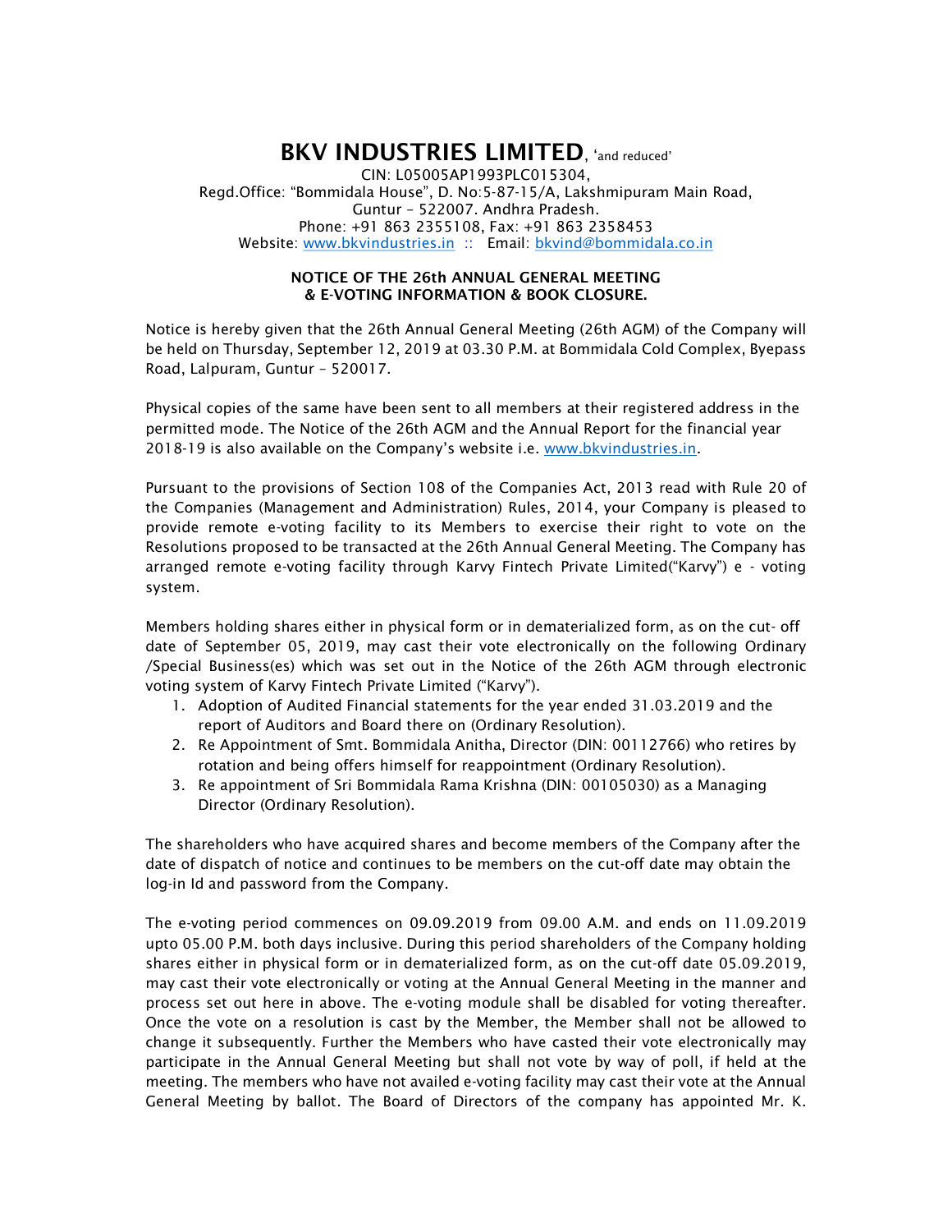# BKV INDUSTRIES LIMITED, 'and reduced'

CIN: L05005AP1993PLC015304,
Regd.Office: "Bommidala House", D. No:5-87-15/A, Lakshmipuram Main Road,
Guntur – 522007. Andhra Pradesh.
Phone: +91 863 2355108, Fax: +91 863 2358453
Website: www.bkvindustries.in :: Email: bkvind@bommidala.co.in

## NOTICE OF THE 26th ANNUAL GENERAL MEETING & E-VOTING INFORMATION & BOOK CLOSURE.

Notice is hereby given that the 26th Annual General Meeting (26th AGM) of the Company will be held on Thursday, September 12, 2019 at 03.30 P.M. at Bommidala Cold Complex, Byepass Road, Lalpuram, Guntur – 520017.

Physical copies of the same have been sent to all members at their registered address in the permitted mode. The Notice of the 26th AGM and the Annual Report for the financial year 2018-19 is also available on the Company's website i.e. www.bkvindustries.in.

Pursuant to the provisions of Section 108 of the Companies Act, 2013 read with Rule 20 of the Companies (Management and Administration) Rules, 2014, your Company is pleased to provide remote e-voting facility to its Members to exercise their right to vote on the Resolutions proposed to be transacted at the 26th Annual General Meeting. The Company has arranged remote e-voting facility through Karvy Fintech Private Limited("Karvy") e - voting system.

Members holding shares either in physical form or in dematerialized form, as on the cut- off date of September 05, 2019, may cast their vote electronically on the following Ordinary /Special Business(es) which was set out in the Notice of the 26th AGM through electronic voting system of Karvy Fintech Private Limited ("Karvy").

1. Adoption of Audited Financial statements for the year ended 31.03.2019 and the report of Auditors and Board there on (Ordinary Resolution).
2. Re Appointment of Smt. Bommidala Anitha, Director (DIN: 00112766) who retires by rotation and being offers himself for reappointment (Ordinary Resolution).
3. Re appointment of Sri Bommidala Rama Krishna (DIN: 00105030) as a Managing Director (Ordinary Resolution).

The shareholders who have acquired shares and become members of the Company after the date of dispatch of notice and continues to be members on the cut-off date may obtain the log-in Id and password from the Company.

The e-voting period commences on 09.09.2019 from 09.00 A.M. and ends on 11.09.2019 upto 05.00 P.M. both days inclusive. During this period shareholders of the Company holding shares either in physical form or in dematerialized form, as on the cut-off date 05.09.2019, may cast their vote electronically or voting at the Annual General Meeting in the manner and process set out here in above. The e-voting module shall be disabled for voting thereafter. Once the vote on a resolution is cast by the Member, the Member shall not be allowed to change it subsequently. Further the Members who have casted their vote electronically may participate in the Annual General Meeting but shall not vote by way of poll, if held at the meeting. The members who have not availed e-voting facility may cast their vote at the Annual General Meeting by ballot. The Board of Directors of the company has appointed Mr. K.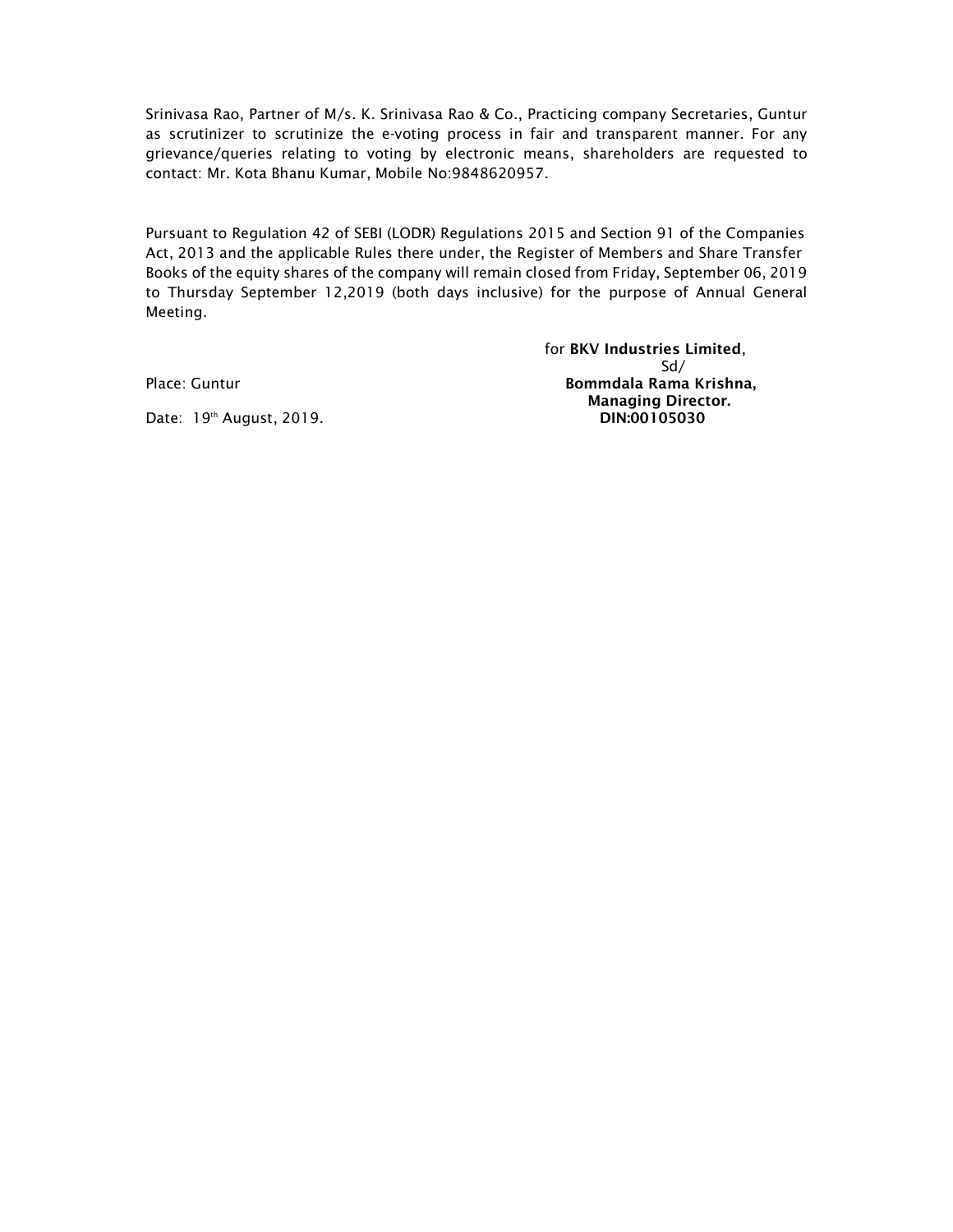Srinivasa Rao, Partner of M/s. K. Srinivasa Rao & Co., Practicing company Secretaries, Guntur as scrutinizer to scrutinize the e-voting process in fair and transparent manner. For any grievance/queries relating to voting by electronic means, shareholders are requested to contact: Mr. Kota Bhanu Kumar, Mobile No:9848620957.

Pursuant to Regulation 42 of SEBI (LODR) Regulations 2015 and Section 91 of the Companies Act, 2013 and the applicable Rules there under, the Register of Members and Share Transfer Books of the equity shares of the company will remain closed from Friday, September 06, 2019 to Thursday September 12,2019 (both days inclusive) for the purpose of Annual General Meeting.

for **BKV Industries Limited**,
Sd/
**Bommdala Rama Krishna,**
**Managing Director.**
**DIN:00105030**

Place: Guntur

Date: 19th August, 2019.